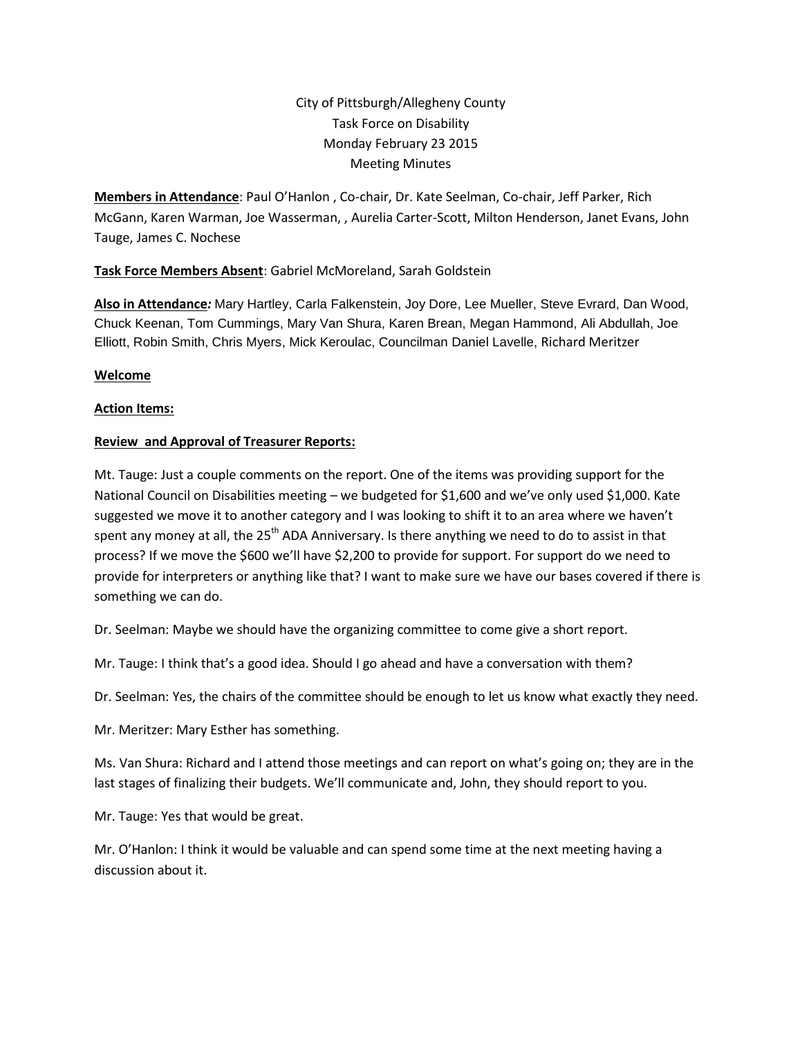City of Pittsburgh/Allegheny County
Task Force on Disability
Monday February 23 2015
Meeting Minutes

**Members in Attendance**: Paul O'Hanlon , Co-chair, Dr. Kate Seelman, Co-chair, Jeff Parker, Rich McGann, Karen Warman, Joe Wasserman, , Aurelia Carter-Scott, Milton Henderson, Janet Evans, John Tauge, James C. Nochese

**Task Force Members Absent**: Gabriel McMoreland, Sarah Goldstein

**Also in Attendance***:* Mary Hartley, Carla Falkenstein, Joy Dore, Lee Mueller, Steve Evrard, Dan Wood, Chuck Keenan, Tom Cummings, Mary Van Shura, Karen Brean, Megan Hammond, Ali Abdullah, Joe Elliott, Robin Smith, Chris Myers, Mick Keroulac, Councilman Daniel Lavelle, Richard Meritzer

**Welcome**

**Action Items:**

**Review and Approval of Treasurer Reports:**

Mt. Tauge: Just a couple comments on the report. One of the items was providing support for the National Council on Disabilities meeting – we budgeted for $1,600 and we've only used $1,000. Kate suggested we move it to another category and I was looking to shift it to an area where we haven't spent any money at all, the 25th ADA Anniversary. Is there anything we need to do to assist in that process? If we move the $600 we'll have $2,200 to provide for support. For support do we need to provide for interpreters or anything like that? I want to make sure we have our bases covered if there is something we can do.

Dr. Seelman: Maybe we should have the organizing committee to come give a short report.

Mr. Tauge: I think that's a good idea. Should I go ahead and have a conversation with them?

Dr. Seelman: Yes, the chairs of the committee should be enough to let us know what exactly they need.

Mr. Meritzer: Mary Esther has something.

Ms. Van Shura: Richard and I attend those meetings and can report on what's going on; they are in the last stages of finalizing their budgets. We'll communicate and, John, they should report to you.

Mr. Tauge: Yes that would be great.

Mr. O'Hanlon: I think it would be valuable and can spend some time at the next meeting having a discussion about it.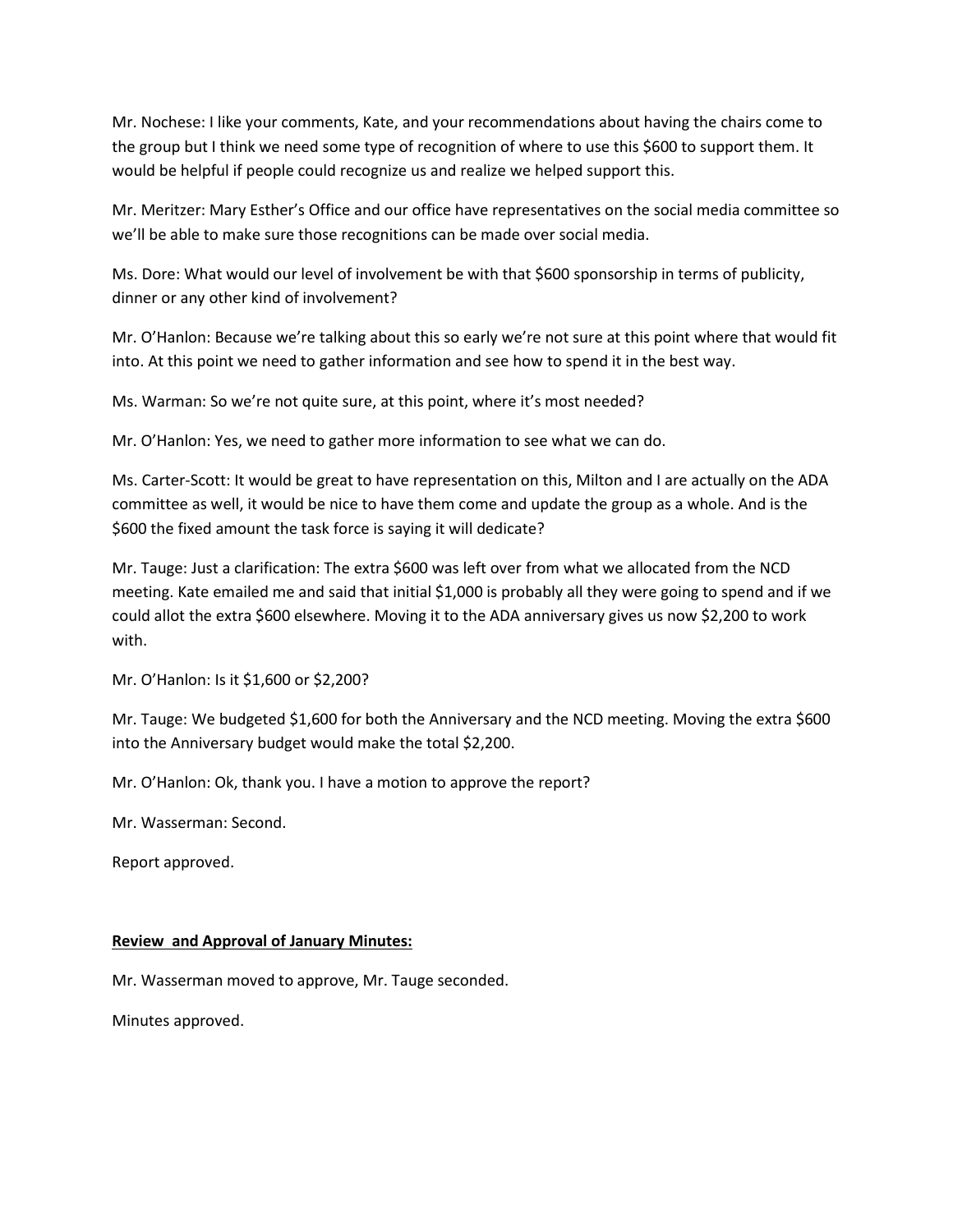Mr. Nochese: I like your comments, Kate, and your recommendations about having the chairs come to the group but I think we need some type of recognition of where to use this $600 to support them. It would be helpful if people could recognize us and realize we helped support this.

Mr. Meritzer: Mary Esther's Office and our office have representatives on the social media committee so we'll be able to make sure those recognitions can be made over social media.

Ms. Dore: What would our level of involvement be with that $600 sponsorship in terms of publicity, dinner or any other kind of involvement?

Mr. O'Hanlon: Because we're talking about this so early we're not sure at this point where that would fit into. At this point we need to gather information and see how to spend it in the best way.

Ms. Warman: So we're not quite sure, at this point, where it's most needed?

Mr. O'Hanlon: Yes, we need to gather more information to see what we can do.

Ms. Carter-Scott: It would be great to have representation on this, Milton and I are actually on the ADA committee as well, it would be nice to have them come and update the group as a whole. And is the $600 the fixed amount the task force is saying it will dedicate?

Mr. Tauge: Just a clarification: The extra $600 was left over from what we allocated from the NCD meeting. Kate emailed me and said that initial $1,000 is probably all they were going to spend and if we could allot the extra $600 elsewhere. Moving it to the ADA anniversary gives us now $2,200 to work with.

Mr. O'Hanlon: Is it $1,600 or $2,200?

Mr. Tauge: We budgeted $1,600 for both the Anniversary and the NCD meeting. Moving the extra $600 into the Anniversary budget would make the total $2,200.

Mr. O'Hanlon: Ok, thank you. I have a motion to approve the report?

Mr. Wasserman: Second.

Report approved.

**Review and Approval of January Minutes:**

Mr. Wasserman moved to approve, Mr. Tauge seconded.

Minutes approved.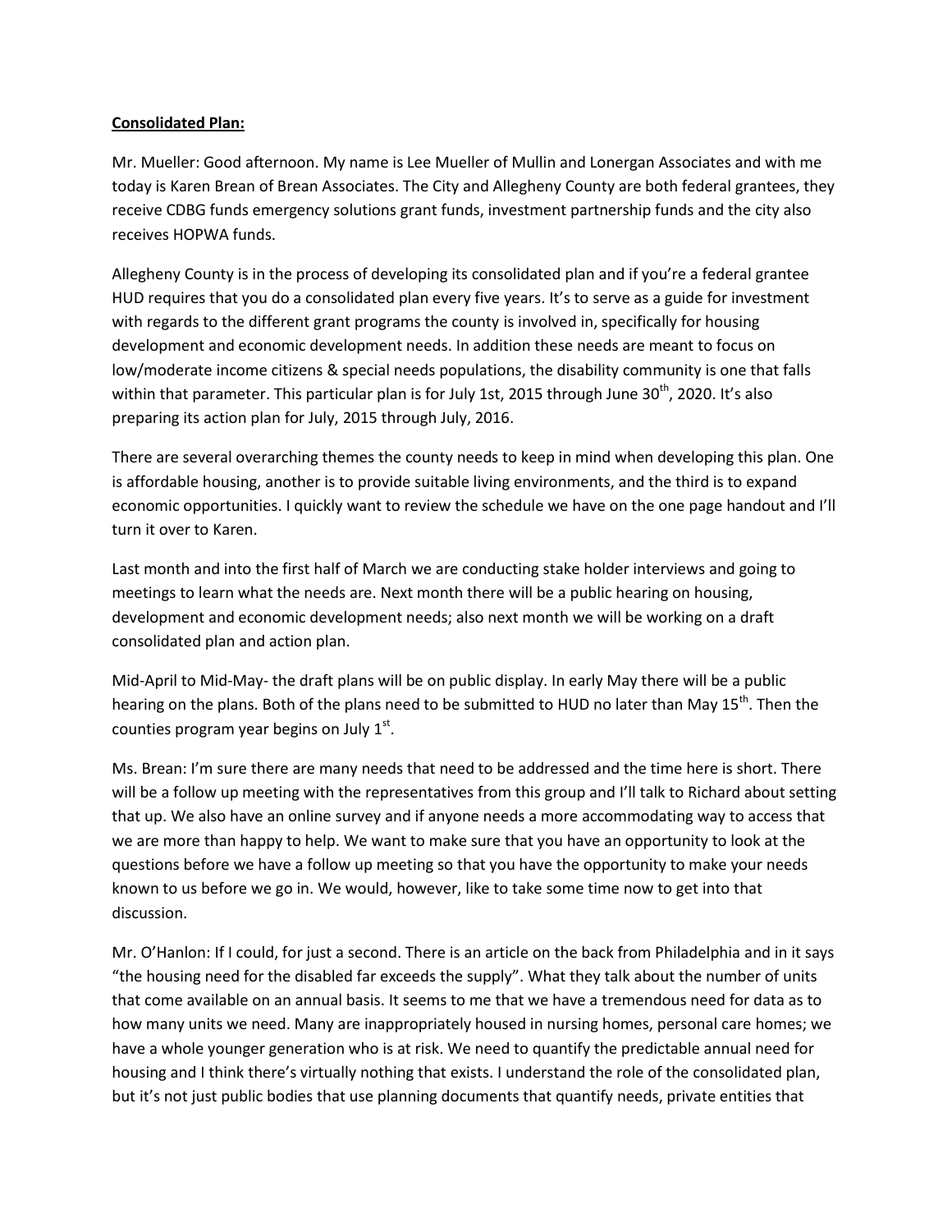**Consolidated Plan:**

Mr. Mueller: Good afternoon. My name is Lee Mueller of Mullin and Lonergan Associates and with me today is Karen Brean of Brean Associates. The City and Allegheny County are both federal grantees, they receive CDBG funds emergency solutions grant funds, investment partnership funds and the city also receives HOPWA funds.

Allegheny County is in the process of developing its consolidated plan and if you're a federal grantee HUD requires that you do a consolidated plan every five years. It's to serve as a guide for investment with regards to the different grant programs the county is involved in, specifically for housing development and economic development needs. In addition these needs are meant to focus on low/moderate income citizens & special needs populations, the disability community is one that falls within that parameter. This particular plan is for July 1st, 2015 through June 30th, 2020. It's also preparing its action plan for July, 2015 through July, 2016.

There are several overarching themes the county needs to keep in mind when developing this plan. One is affordable housing, another is to provide suitable living environments, and the third is to expand economic opportunities. I quickly want to review the schedule we have on the one page handout and I'll turn it over to Karen.

Last month and into the first half of March we are conducting stake holder interviews and going to meetings to learn what the needs are. Next month there will be a public hearing on housing, development and economic development needs; also next month we will be working on a draft consolidated plan and action plan.

Mid-April to Mid-May- the draft plans will be on public display. In early May there will be a public hearing on the plans. Both of the plans need to be submitted to HUD no later than May 15th. Then the counties program year begins on July 1st.

Ms. Brean: I'm sure there are many needs that need to be addressed and the time here is short. There will be a follow up meeting with the representatives from this group and I'll talk to Richard about setting that up. We also have an online survey and if anyone needs a more accommodating way to access that we are more than happy to help. We want to make sure that you have an opportunity to look at the questions before we have a follow up meeting so that you have the opportunity to make your needs known to us before we go in. We would, however, like to take some time now to get into that discussion.

Mr. O'Hanlon: If I could, for just a second. There is an article on the back from Philadelphia and in it says "the housing need for the disabled far exceeds the supply". What they talk about the number of units that come available on an annual basis. It seems to me that we have a tremendous need for data as to how many units we need. Many are inappropriately housed in nursing homes, personal care homes; we have a whole younger generation who is at risk. We need to quantify the predictable annual need for housing and I think there's virtually nothing that exists. I understand the role of the consolidated plan, but it's not just public bodies that use planning documents that quantify needs, private entities that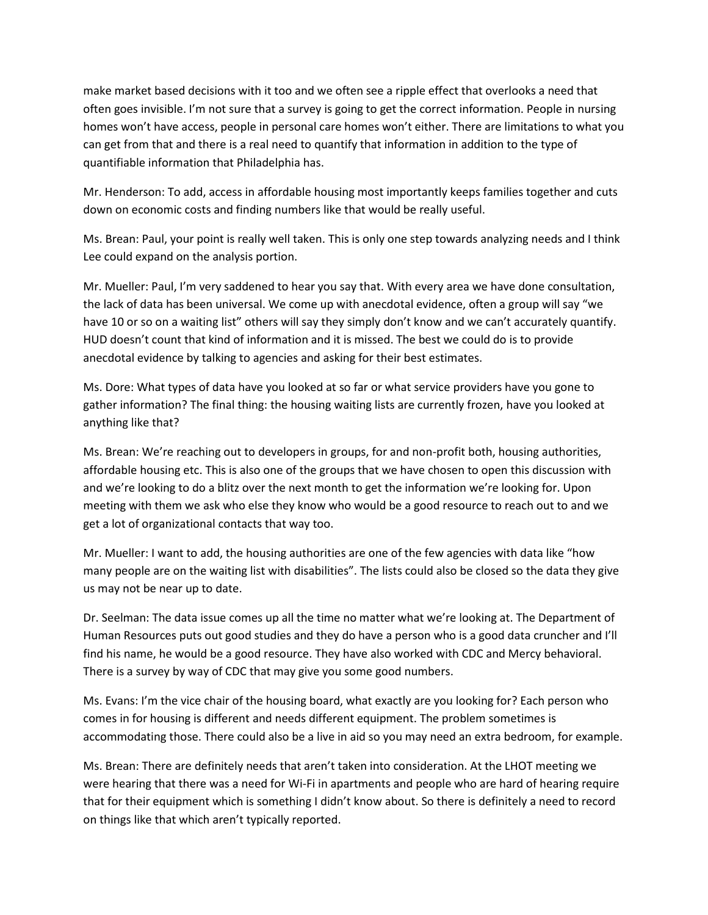make market based decisions with it too and we often see a ripple effect that overlooks a need that often goes invisible. I'm not sure that a survey is going to get the correct information. People in nursing homes won't have access, people in personal care homes won't either. There are limitations to what you can get from that and there is a real need to quantify that information in addition to the type of quantifiable information that Philadelphia has.

Mr. Henderson: To add, access in affordable housing most importantly keeps families together and cuts down on economic costs and finding numbers like that would be really useful.

Ms. Brean: Paul, your point is really well taken. This is only one step towards analyzing needs and I think Lee could expand on the analysis portion.

Mr. Mueller: Paul, I'm very saddened to hear you say that. With every area we have done consultation, the lack of data has been universal. We come up with anecdotal evidence, often a group will say "we have 10 or so on a waiting list" others will say they simply don't know and we can't accurately quantify. HUD doesn't count that kind of information and it is missed. The best we could do is to provide anecdotal evidence by talking to agencies and asking for their best estimates.

Ms. Dore: What types of data have you looked at so far or what service providers have you gone to gather information? The final thing: the housing waiting lists are currently frozen, have you looked at anything like that?

Ms. Brean: We're reaching out to developers in groups, for and non-profit both, housing authorities, affordable housing etc. This is also one of the groups that we have chosen to open this discussion with and we're looking to do a blitz over the next month to get the information we're looking for. Upon meeting with them we ask who else they know who would be a good resource to reach out to and we get a lot of organizational contacts that way too.

Mr. Mueller: I want to add, the housing authorities are one of the few agencies with data like "how many people are on the waiting list with disabilities". The lists could also be closed so the data they give us may not be near up to date.

Dr. Seelman: The data issue comes up all the time no matter what we're looking at. The Department of Human Resources puts out good studies and they do have a person who is a good data cruncher and I'll find his name, he would be a good resource. They have also worked with CDC and Mercy behavioral. There is a survey by way of CDC that may give you some good numbers.

Ms. Evans: I'm the vice chair of the housing board, what exactly are you looking for? Each person who comes in for housing is different and needs different equipment. The problem sometimes is accommodating those. There could also be a live in aid so you may need an extra bedroom, for example.

Ms. Brean: There are definitely needs that aren't taken into consideration. At the LHOT meeting we were hearing that there was a need for Wi-Fi in apartments and people who are hard of hearing require that for their equipment which is something I didn't know about. So there is definitely a need to record on things like that which aren't typically reported.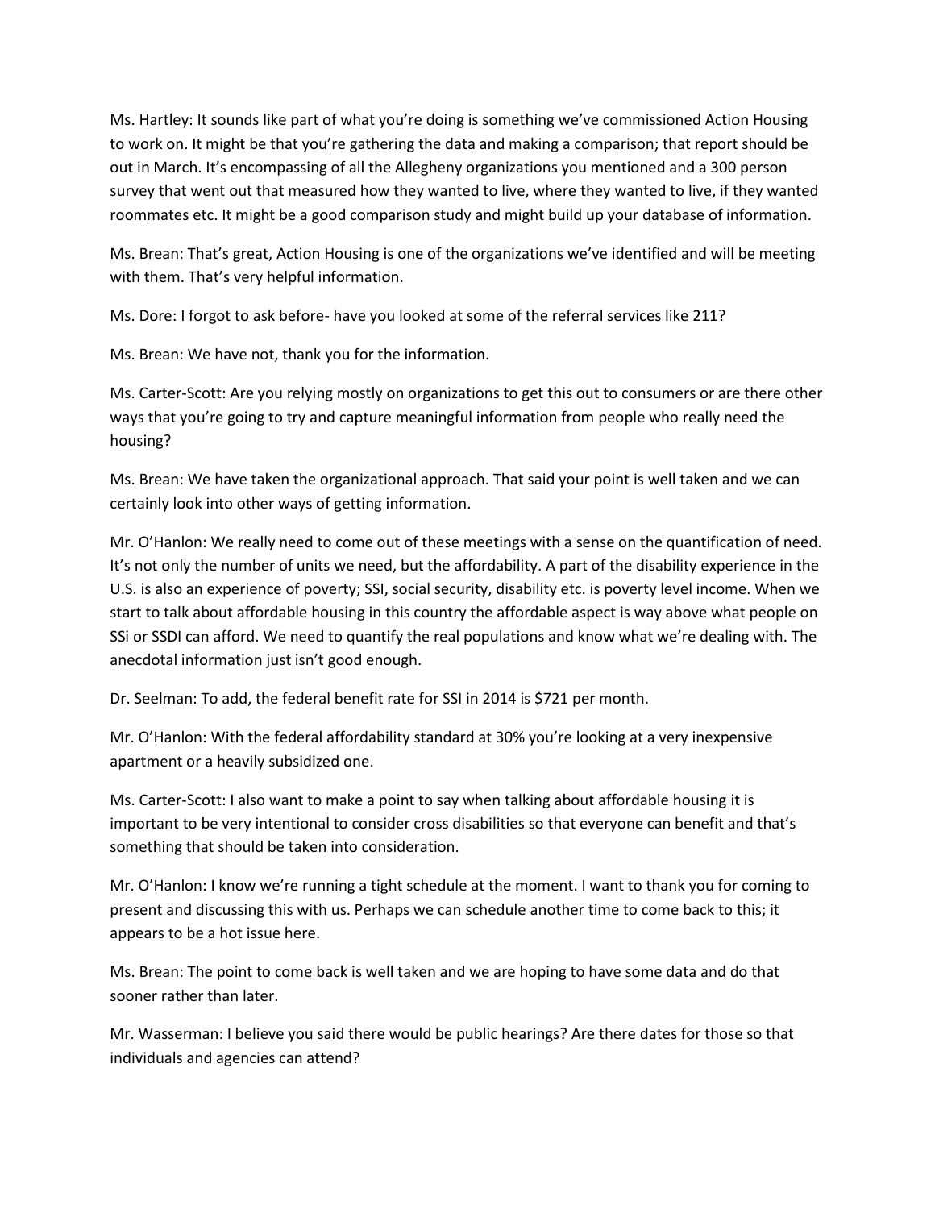Ms. Hartley: It sounds like part of what you're doing is something we've commissioned Action Housing to work on. It might be that you're gathering the data and making a comparison; that report should be out in March. It's encompassing of all the Allegheny organizations you mentioned and a 300 person survey that went out that measured how they wanted to live, where they wanted to live, if they wanted roommates etc. It might be a good comparison study and might build up your database of information.

Ms. Brean: That's great, Action Housing is one of the organizations we've identified and will be meeting with them. That's very helpful information.

Ms. Dore: I forgot to ask before- have you looked at some of the referral services like 211?

Ms. Brean: We have not, thank you for the information.

Ms. Carter-Scott: Are you relying mostly on organizations to get this out to consumers or are there other ways that you're going to try and capture meaningful information from people who really need the housing?

Ms. Brean: We have taken the organizational approach. That said your point is well taken and we can certainly look into other ways of getting information.

Mr. O'Hanlon: We really need to come out of these meetings with a sense on the quantification of need. It's not only the number of units we need, but the affordability. A part of the disability experience in the U.S. is also an experience of poverty; SSI, social security, disability etc. is poverty level income. When we start to talk about affordable housing in this country the affordable aspect is way above what people on SSi or SSDI can afford. We need to quantify the real populations and know what we're dealing with. The anecdotal information just isn't good enough.

Dr. Seelman: To add, the federal benefit rate for SSI in 2014 is $721 per month.

Mr. O'Hanlon: With the federal affordability standard at 30% you're looking at a very inexpensive apartment or a heavily subsidized one.

Ms. Carter-Scott: I also want to make a point to say when talking about affordable housing it is important to be very intentional to consider cross disabilities so that everyone can benefit and that's something that should be taken into consideration.

Mr. O'Hanlon: I know we're running a tight schedule at the moment. I want to thank you for coming to present and discussing this with us. Perhaps we can schedule another time to come back to this; it appears to be a hot issue here.

Ms. Brean: The point to come back is well taken and we are hoping to have some data and do that sooner rather than later.

Mr. Wasserman: I believe you said there would be public hearings? Are there dates for those so that individuals and agencies can attend?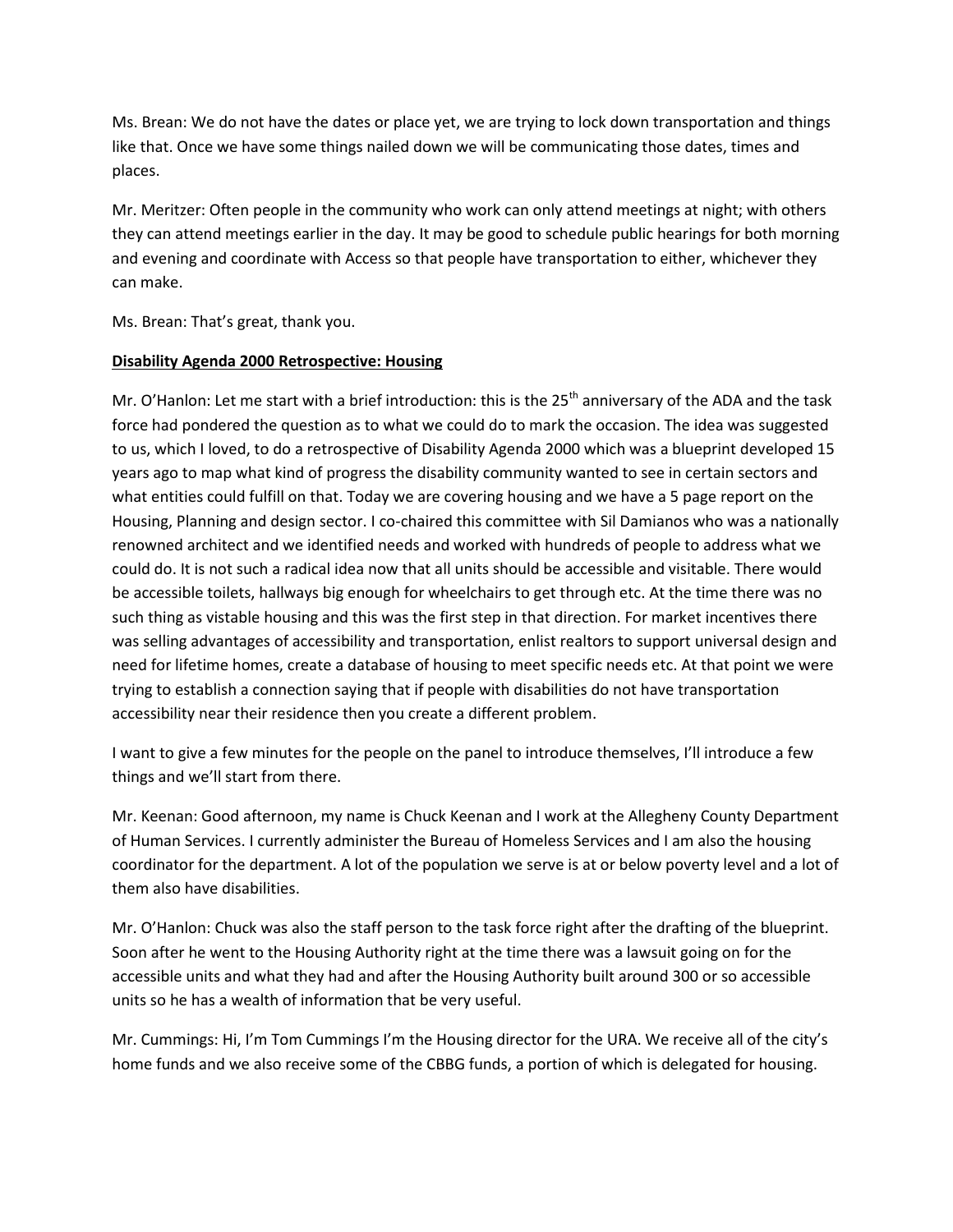Ms. Brean: We do not have the dates or place yet, we are trying to lock down transportation and things like that. Once we have some things nailed down we will be communicating those dates, times and places.

Mr. Meritzer: Often people in the community who work can only attend meetings at night; with others they can attend meetings earlier in the day. It may be good to schedule public hearings for both morning and evening and coordinate with Access so that people have transportation to either, whichever they can make.

Ms. Brean: That's great, thank you.

**Disability Agenda 2000 Retrospective: Housing**

Mr. O'Hanlon: Let me start with a brief introduction: this is the 25th anniversary of the ADA and the task force had pondered the question as to what we could do to mark the occasion. The idea was suggested to us, which I loved, to do a retrospective of Disability Agenda 2000 which was a blueprint developed 15 years ago to map what kind of progress the disability community wanted to see in certain sectors and what entities could fulfill on that. Today we are covering housing and we have a 5 page report on the Housing, Planning and design sector. I co-chaired this committee with Sil Damianos who was a nationally renowned architect and we identified needs and worked with hundreds of people to address what we could do. It is not such a radical idea now that all units should be accessible and visitable. There would be accessible toilets, hallways big enough for wheelchairs to get through etc. At the time there was no such thing as vistable housing and this was the first step in that direction. For market incentives there was selling advantages of accessibility and transportation, enlist realtors to support universal design and need for lifetime homes, create a database of housing to meet specific needs etc. At that point we were trying to establish a connection saying that if people with disabilities do not have transportation accessibility near their residence then you create a different problem.

I want to give a few minutes for the people on the panel to introduce themselves, I'll introduce a few things and we'll start from there.

Mr. Keenan: Good afternoon, my name is Chuck Keenan and I work at the Allegheny County Department of Human Services. I currently administer the Bureau of Homeless Services and I am also the housing coordinator for the department. A lot of the population we serve is at or below poverty level and a lot of them also have disabilities.

Mr. O'Hanlon: Chuck was also the staff person to the task force right after the drafting of the blueprint. Soon after he went to the Housing Authority right at the time there was a lawsuit going on for the accessible units and what they had and after the Housing Authority built around 300 or so accessible units so he has a wealth of information that be very useful.

Mr. Cummings: Hi, I'm Tom Cummings I'm the Housing director for the URA. We receive all of the city's home funds and we also receive some of the CBBG funds, a portion of which is delegated for housing.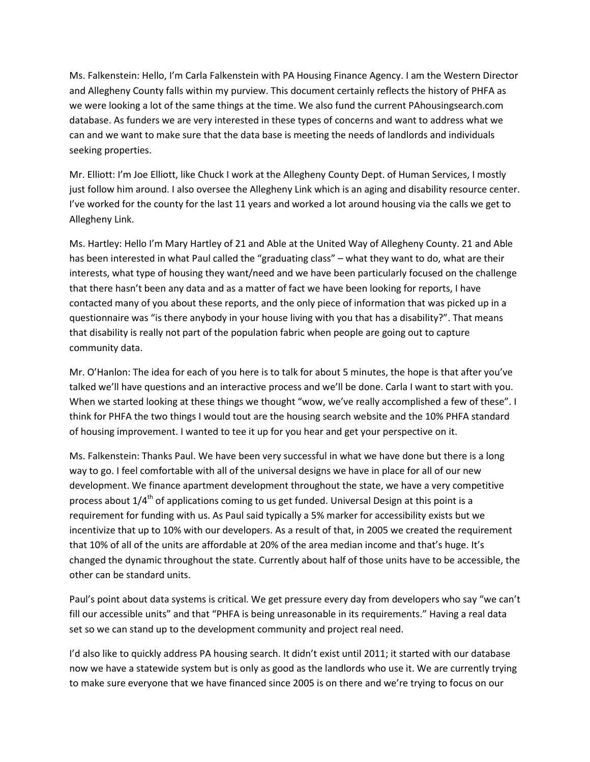Ms. Falkenstein: Hello, I'm Carla Falkenstein with PA Housing Finance Agency. I am the Western Director and Allegheny County falls within my purview. This document certainly reflects the history of PHFA as we were looking a lot of the same things at the time. We also fund the current PAhousingsearch.com database. As funders we are very interested in these types of concerns and want to address what we can and we want to make sure that the data base is meeting the needs of landlords and individuals seeking properties.

Mr. Elliott: I'm Joe Elliott, like Chuck I work at the Allegheny County Dept. of Human Services, I mostly just follow him around. I also oversee the Allegheny Link which is an aging and disability resource center. I've worked for the county for the last 11 years and worked a lot around housing via the calls we get to Allegheny Link.

Ms. Hartley: Hello I'm Mary Hartley of 21 and Able at the United Way of Allegheny County. 21 and Able has been interested in what Paul called the "graduating class" – what they want to do, what are their interests, what type of housing they want/need and we have been particularly focused on the challenge that there hasn't been any data and as a matter of fact we have been looking for reports, I have contacted many of you about these reports, and the only piece of information that was picked up in a questionnaire was "is there anybody in your house living with you that has a disability?". That means that disability is really not part of the population fabric when people are going out to capture community data.

Mr. O'Hanlon: The idea for each of you here is to talk for about 5 minutes, the hope is that after you've talked we'll have questions and an interactive process and we'll be done. Carla I want to start with you. When we started looking at these things we thought "wow, we've really accomplished a few of these". I think for PHFA the two things I would tout are the housing search website and the 10% PHFA standard of housing improvement. I wanted to tee it up for you hear and get your perspective on it.

Ms. Falkenstein: Thanks Paul. We have been very successful in what we have done but there is a long way to go. I feel comfortable with all of the universal designs we have in place for all of our new development. We finance apartment development throughout the state, we have a very competitive process about 1/4th of applications coming to us get funded. Universal Design at this point is a requirement for funding with us. As Paul said typically a 5% marker for accessibility exists but we incentivize that up to 10% with our developers. As a result of that, in 2005 we created the requirement that 10% of all of the units are affordable at 20% of the area median income and that's huge. It's changed the dynamic throughout the state. Currently about half of those units have to be accessible, the other can be standard units.

Paul's point about data systems is critical. We get pressure every day from developers who say "we can't fill our accessible units" and that "PHFA is being unreasonable in its requirements." Having a real data set so we can stand up to the development community and project real need.

I'd also like to quickly address PA housing search. It didn't exist until 2011; it started with our database now we have a statewide system but is only as good as the landlords who use it. We are currently trying to make sure everyone that we have financed since 2005 is on there and we're trying to focus on our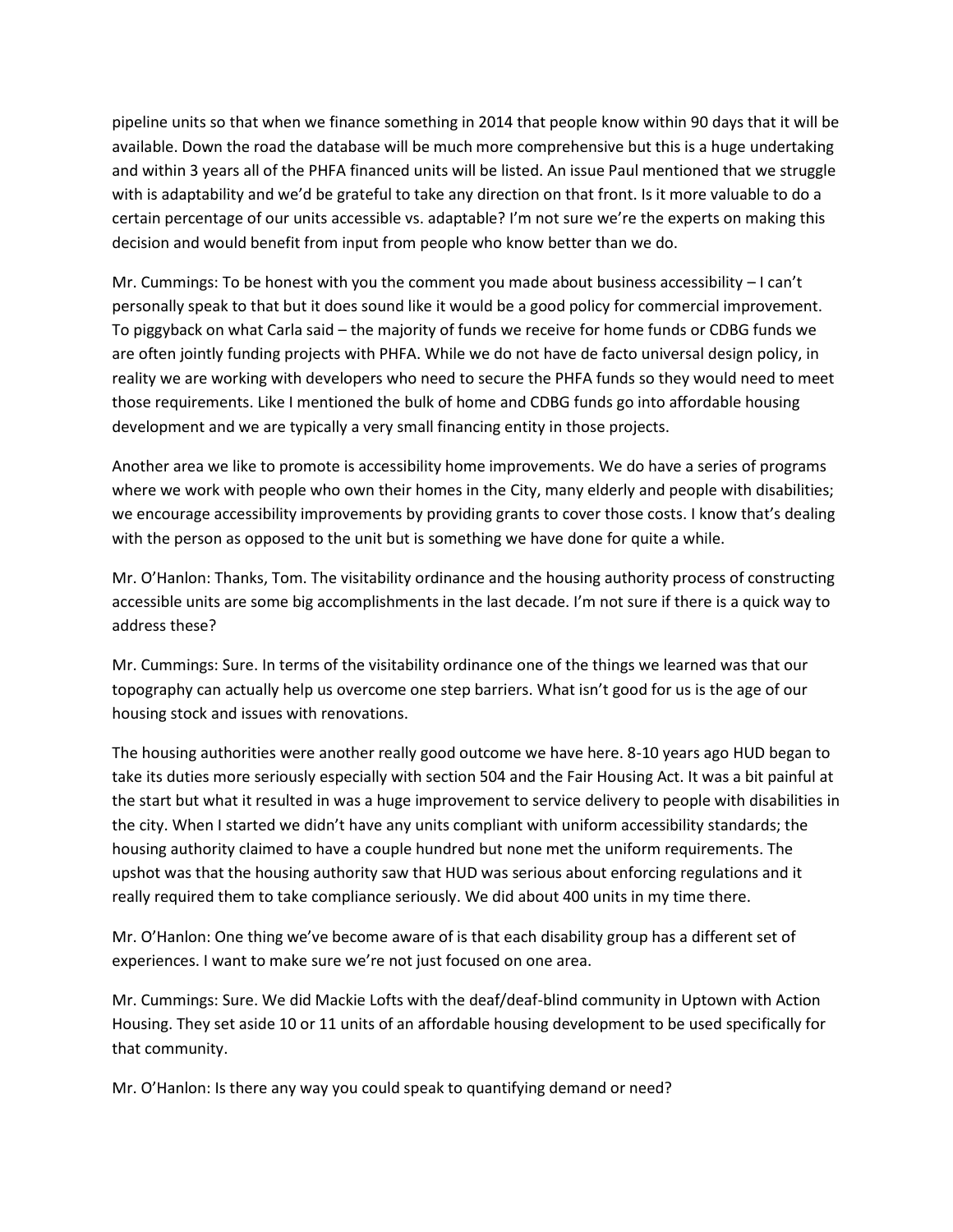pipeline units so that when we finance something in 2014 that people know within 90 days that it will be available. Down the road the database will be much more comprehensive but this is a huge undertaking and within 3 years all of the PHFA financed units will be listed. An issue Paul mentioned that we struggle with is adaptability and we'd be grateful to take any direction on that front. Is it more valuable to do a certain percentage of our units accessible vs. adaptable? I'm not sure we're the experts on making this decision and would benefit from input from people who know better than we do.

Mr. Cummings: To be honest with you the comment you made about business accessibility – I can't personally speak to that but it does sound like it would be a good policy for commercial improvement. To piggyback on what Carla said – the majority of funds we receive for home funds or CDBG funds we are often jointly funding projects with PHFA. While we do not have de facto universal design policy, in reality we are working with developers who need to secure the PHFA funds so they would need to meet those requirements. Like I mentioned the bulk of home and CDBG funds go into affordable housing development and we are typically a very small financing entity in those projects.

Another area we like to promote is accessibility home improvements. We do have a series of programs where we work with people who own their homes in the City, many elderly and people with disabilities; we encourage accessibility improvements by providing grants to cover those costs. I know that's dealing with the person as opposed to the unit but is something we have done for quite a while.

Mr. O'Hanlon: Thanks, Tom. The visitability ordinance and the housing authority process of constructing accessible units are some big accomplishments in the last decade. I'm not sure if there is a quick way to address these?

Mr. Cummings: Sure. In terms of the visitability ordinance one of the things we learned was that our topography can actually help us overcome one step barriers. What isn't good for us is the age of our housing stock and issues with renovations.

The housing authorities were another really good outcome we have here. 8-10 years ago HUD began to take its duties more seriously especially with section 504 and the Fair Housing Act. It was a bit painful at the start but what it resulted in was a huge improvement to service delivery to people with disabilities in the city. When I started we didn't have any units compliant with uniform accessibility standards; the housing authority claimed to have a couple hundred but none met the uniform requirements. The upshot was that the housing authority saw that HUD was serious about enforcing regulations and it really required them to take compliance seriously. We did about 400 units in my time there.

Mr. O'Hanlon: One thing we've become aware of is that each disability group has a different set of experiences. I want to make sure we're not just focused on one area.

Mr. Cummings: Sure. We did Mackie Lofts with the deaf/deaf-blind community in Uptown with Action Housing. They set aside 10 or 11 units of an affordable housing development to be used specifically for that community.

Mr. O'Hanlon: Is there any way you could speak to quantifying demand or need?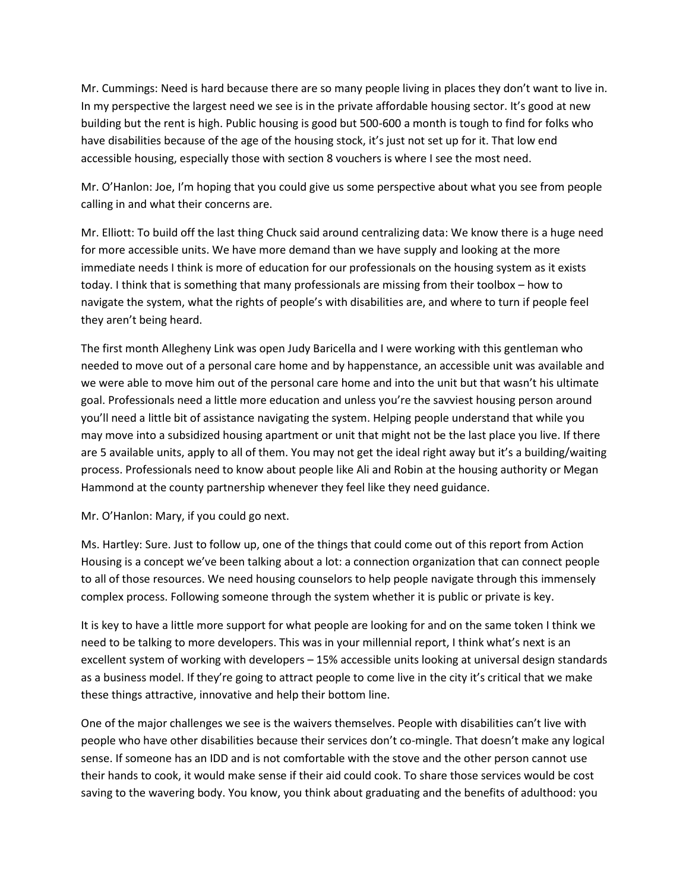Mr. Cummings: Need is hard because there are so many people living in places they don't want to live in. In my perspective the largest need we see is in the private affordable housing sector. It's good at new building but the rent is high. Public housing is good but 500-600 a month is tough to find for folks who have disabilities because of the age of the housing stock, it's just not set up for it. That low end accessible housing, especially those with section 8 vouchers is where I see the most need.

Mr. O'Hanlon: Joe, I'm hoping that you could give us some perspective about what you see from people calling in and what their concerns are.

Mr. Elliott: To build off the last thing Chuck said around centralizing data: We know there is a huge need for more accessible units. We have more demand than we have supply and looking at the more immediate needs I think is more of education for our professionals on the housing system as it exists today. I think that is something that many professionals are missing from their toolbox – how to navigate the system, what the rights of people's with disabilities are, and where to turn if people feel they aren't being heard.

The first month Allegheny Link was open Judy Baricella and I were working with this gentleman who needed to move out of a personal care home and by happenstance, an accessible unit was available and we were able to move him out of the personal care home and into the unit but that wasn't his ultimate goal. Professionals need a little more education and unless you're the savviest housing person around you'll need a little bit of assistance navigating the system. Helping people understand that while you may move into a subsidized housing apartment or unit that might not be the last place you live. If there are 5 available units, apply to all of them. You may not get the ideal right away but it's a building/waiting process. Professionals need to know about people like Ali and Robin at the housing authority or Megan Hammond at the county partnership whenever they feel like they need guidance.

Mr. O'Hanlon: Mary, if you could go next.

Ms. Hartley: Sure. Just to follow up, one of the things that could come out of this report from Action Housing is a concept we've been talking about a lot: a connection organization that can connect people to all of those resources. We need housing counselors to help people navigate through this immensely complex process. Following someone through the system whether it is public or private is key.

It is key to have a little more support for what people are looking for and on the same token I think we need to be talking to more developers. This was in your millennial report, I think what's next is an excellent system of working with developers – 15% accessible units looking at universal design standards as a business model. If they're going to attract people to come live in the city it's critical that we make these things attractive, innovative and help their bottom line.

One of the major challenges we see is the waivers themselves. People with disabilities can't live with people who have other disabilities because their services don't co-mingle. That doesn't make any logical sense. If someone has an IDD and is not comfortable with the stove and the other person cannot use their hands to cook, it would make sense if their aid could cook. To share those services would be cost saving to the wavering body. You know, you think about graduating and the benefits of adulthood: you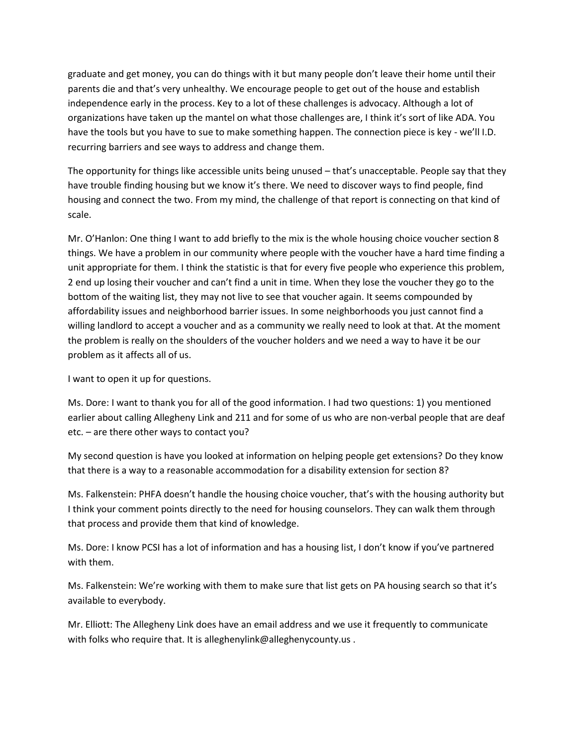graduate and get money, you can do things with it but many people don't leave their home until their parents die and that's very unhealthy. We encourage people to get out of the house and establish independence early in the process. Key to a lot of these challenges is advocacy. Although a lot of organizations have taken up the mantel on what those challenges are, I think it's sort of like ADA. You have the tools but you have to sue to make something happen. The connection piece is key - we'll I.D. recurring barriers and see ways to address and change them.

The opportunity for things like accessible units being unused – that's unacceptable. People say that they have trouble finding housing but we know it's there. We need to discover ways to find people, find housing and connect the two. From my mind, the challenge of that report is connecting on that kind of scale.

Mr. O'Hanlon: One thing I want to add briefly to the mix is the whole housing choice voucher section 8 things. We have a problem in our community where people with the voucher have a hard time finding a unit appropriate for them. I think the statistic is that for every five people who experience this problem, 2 end up losing their voucher and can't find a unit in time. When they lose the voucher they go to the bottom of the waiting list, they may not live to see that voucher again. It seems compounded by affordability issues and neighborhood barrier issues. In some neighborhoods you just cannot find a willing landlord to accept a voucher and as a community we really need to look at that. At the moment the problem is really on the shoulders of the voucher holders and we need a way to have it be our problem as it affects all of us.

I want to open it up for questions.

Ms. Dore: I want to thank you for all of the good information. I had two questions: 1) you mentioned earlier about calling Allegheny Link and 211 and for some of us who are non-verbal people that are deaf etc. – are there other ways to contact you?

My second question is have you looked at information on helping people get extensions? Do they know that there is a way to a reasonable accommodation for a disability extension for section 8?

Ms. Falkenstein: PHFA doesn't handle the housing choice voucher, that's with the housing authority but I think your comment points directly to the need for housing counselors. They can walk them through that process and provide them that kind of knowledge.

Ms. Dore: I know PCSI has a lot of information and has a housing list, I don't know if you've partnered with them.

Ms. Falkenstein: We're working with them to make sure that list gets on PA housing search so that it's available to everybody.

Mr. Elliott: The Allegheny Link does have an email address and we use it frequently to communicate with folks who require that. It is alleghenylink@alleghenycounty.us .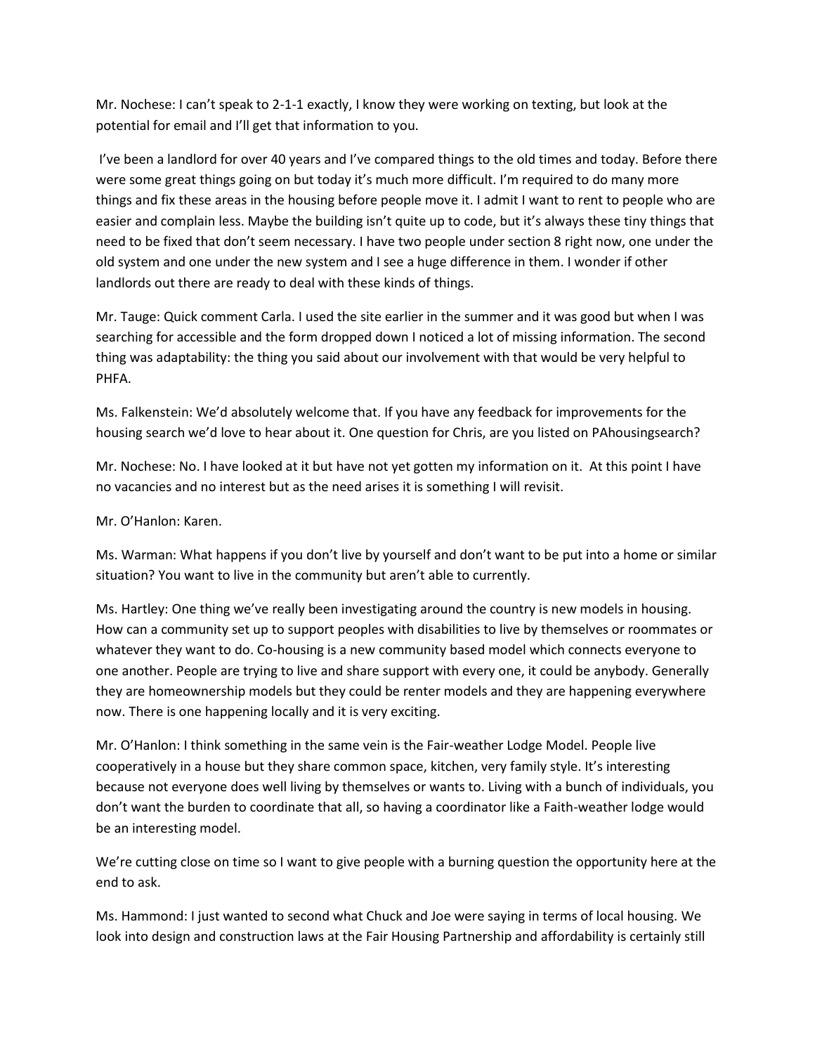Mr. Nochese: I can't speak to 2-1-1 exactly, I know they were working on texting, but look at the potential for email and I'll get that information to you.

I've been a landlord for over 40 years and I've compared things to the old times and today. Before there were some great things going on but today it's much more difficult. I'm required to do many more things and fix these areas in the housing before people move it. I admit I want to rent to people who are easier and complain less. Maybe the building isn't quite up to code, but it's always these tiny things that need to be fixed that don't seem necessary. I have two people under section 8 right now, one under the old system and one under the new system and I see a huge difference in them. I wonder if other landlords out there are ready to deal with these kinds of things.

Mr. Tauge: Quick comment Carla. I used the site earlier in the summer and it was good but when I was searching for accessible and the form dropped down I noticed a lot of missing information. The second thing was adaptability: the thing you said about our involvement with that would be very helpful to PHFA.

Ms. Falkenstein: We'd absolutely welcome that. If you have any feedback for improvements for the housing search we'd love to hear about it. One question for Chris, are you listed on PAhousingsearch?

Mr. Nochese: No. I have looked at it but have not yet gotten my information on it. At this point I have no vacancies and no interest but as the need arises it is something I will revisit.

Mr. O'Hanlon: Karen.

Ms. Warman: What happens if you don't live by yourself and don't want to be put into a home or similar situation? You want to live in the community but aren't able to currently.

Ms. Hartley: One thing we've really been investigating around the country is new models in housing. How can a community set up to support peoples with disabilities to live by themselves or roommates or whatever they want to do. Co-housing is a new community based model which connects everyone to one another. People are trying to live and share support with every one, it could be anybody. Generally they are homeownership models but they could be renter models and they are happening everywhere now. There is one happening locally and it is very exciting.

Mr. O'Hanlon: I think something in the same vein is the Fair-weather Lodge Model. People live cooperatively in a house but they share common space, kitchen, very family style. It's interesting because not everyone does well living by themselves or wants to. Living with a bunch of individuals, you don't want the burden to coordinate that all, so having a coordinator like a Faith-weather lodge would be an interesting model.

We're cutting close on time so I want to give people with a burning question the opportunity here at the end to ask.

Ms. Hammond: I just wanted to second what Chuck and Joe were saying in terms of local housing. We look into design and construction laws at the Fair Housing Partnership and affordability is certainly still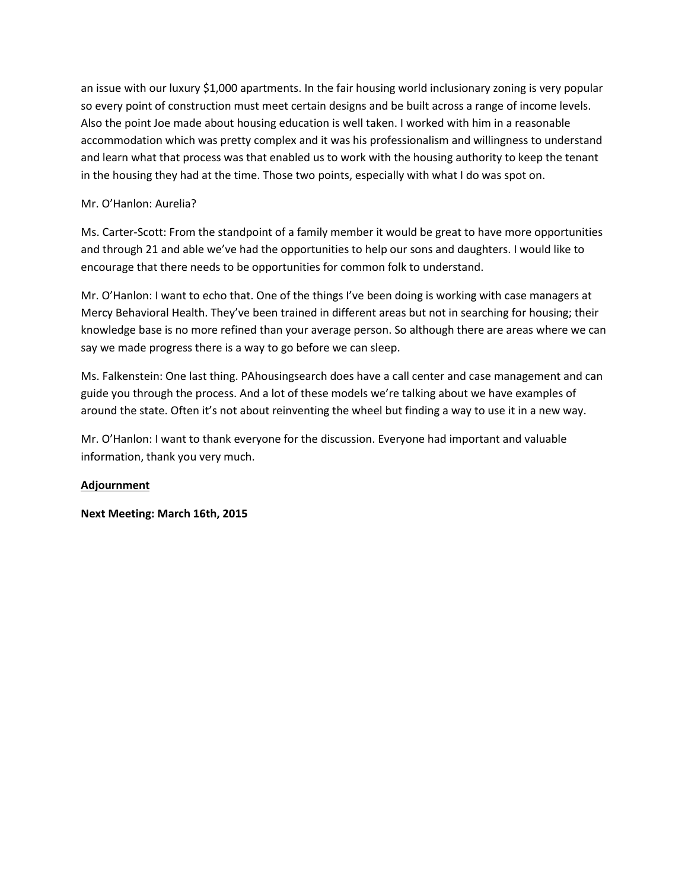an issue with our luxury $1,000 apartments. In the fair housing world inclusionary zoning is very popular so every point of construction must meet certain designs and be built across a range of income levels. Also the point Joe made about housing education is well taken. I worked with him in a reasonable accommodation which was pretty complex and it was his professionalism and willingness to understand and learn what that process was that enabled us to work with the housing authority to keep the tenant in the housing they had at the time. Those two points, especially with what I do was spot on.

Mr. O'Hanlon: Aurelia?

Ms. Carter-Scott: From the standpoint of a family member it would be great to have more opportunities and through 21 and able we've had the opportunities to help our sons and daughters. I would like to encourage that there needs to be opportunities for common folk to understand.

Mr. O'Hanlon: I want to echo that. One of the things I've been doing is working with case managers at Mercy Behavioral Health. They've been trained in different areas but not in searching for housing; their knowledge base is no more refined than your average person. So although there are areas where we can say we made progress there is a way to go before we can sleep.

Ms. Falkenstein: One last thing. PAhousingsearch does have a call center and case management and can guide you through the process. And a lot of these models we're talking about we have examples of around the state. Often it's not about reinventing the wheel but finding a way to use it in a new way.

Mr. O'Hanlon: I want to thank everyone for the discussion. Everyone had important and valuable information, thank you very much.

**Adjournment**

**Next Meeting: March 16th, 2015**